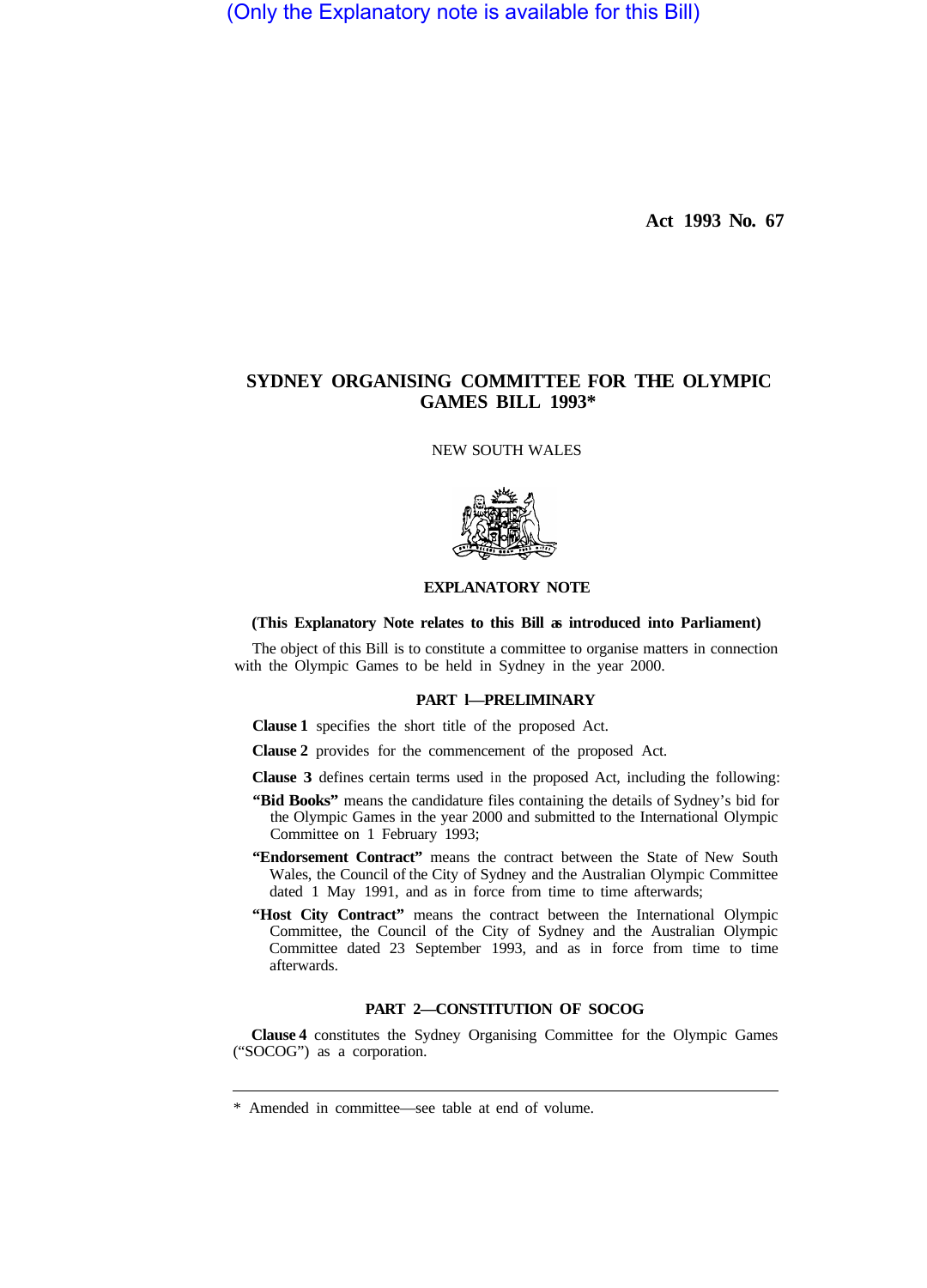(Only the Explanatory note is available for this Bill)

**Act 1993 No. 67**

# SYDNEY ORGANISING COMMITTEE FOR THE OLYMPIC GAMES BILL 1993*

NEW SOUTH WALES

## EXPLANATORY NOTE

**(This Explanatory Note relates to this Bill as introduced into Parliament)**

The object of this Bill is to constitute a committee to organise matters in connection with the Olympic Games to be held in Sydney in the year 2000.

### PART 1—PRELIMINARY

**Clause 1** specifies the short title of the proposed Act.

**Clause 2** provides for the commencement of the proposed Act.

**Clause 3** defines certain terms used in the proposed Act, including the following:

**"Bid Books"** means the candidature files containing the details of Sydney's bid for the Olympic Games in the year 2000 and submitted to the International Olympic Committee on 1 February 1993;

**"Endorsement Contract"** means the contract between the State of New South Wales, the Council of the City of Sydney and the Australian Olympic Committee dated 1 May 1991, and as in force from time to time afterwards;

**"Host City Contract"** means the contract between the International Olympic Committee, the Council of the City of Sydney and the Australian Olympic Committee dated 23 September 1993, and as in force from time to time afterwards.

### PART 2—CONSTITUTION OF SOCOG

**Clause 4** constitutes the Sydney Organising Committee for the Olympic Games ("SOCOG") as a corporation.

---

\* Amended in committee—see table at end of volume.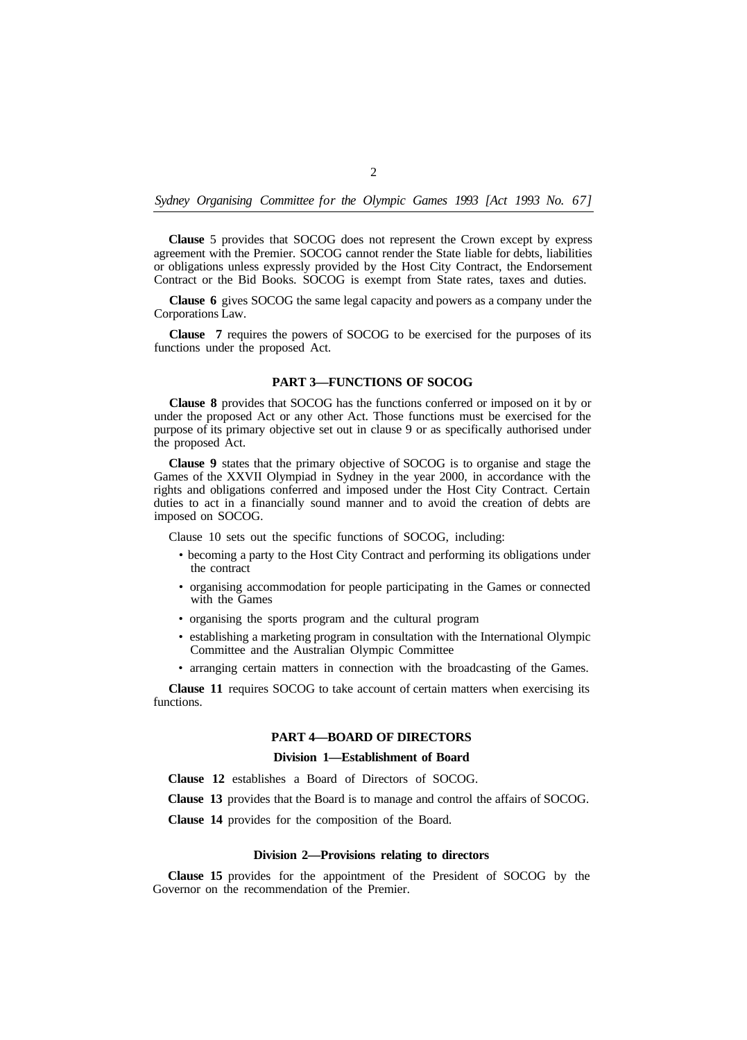**Clause** 5 provides that SOCOG does not represent the Crown except by express agreement with the Premier. SOCOG cannot render the State liable for debts, liabilities or obligations unless expressly provided by the Host City Contract, the Endorsement Contract or the Bid Books. SOCOG is exempt from State rates, taxes and duties.

**Clause 6** gives SOCOG the same legal capacity and powers as a company under the Corporations Law.

**Clause 7** requires the powers of SOCOG to be exercised for the purposes of its functions under the proposed Act.

## PART 3—FUNCTIONS OF SOCOG

**Clause 8** provides that SOCOG has the functions conferred or imposed on it by or under the proposed Act or any other Act. Those functions must be exercised for the purpose of its primary objective set out in clause 9 or as specifically authorised under the proposed Act.

**Clause 9** states that the primary objective of SOCOG is to organise and stage the Games of the XXVII Olympiad in Sydney in the year 2000, in accordance with the rights and obligations conferred and imposed under the Host City Contract. Certain duties to act in a financially sound manner and to avoid the creation of debts are imposed on SOCOG.

Clause 10 sets out the specific functions of SOCOG, including:

- becoming a party to the Host City Contract and performing its obligations under the contract
- organising accommodation for people participating in the Games or connected with the Games
- organising the sports program and the cultural program
- establishing a marketing program in consultation with the International Olympic Committee and the Australian Olympic Committee
- arranging certain matters in connection with the broadcasting of the Games.

**Clause 11** requires SOCOG to take account of certain matters when exercising its functions.

## PART 4—BOARD OF DIRECTORS

### Division 1—Establishment of Board

**Clause 12** establishes a Board of Directors of SOCOG.

**Clause 13** provides that the Board is to manage and control the affairs of SOCOG.

**Clause 14** provides for the composition of the Board.

### Division 2—Provisions relating to directors

**Clause 15** provides for the appointment of the President of SOCOG by the Governor on the recommendation of the Premier.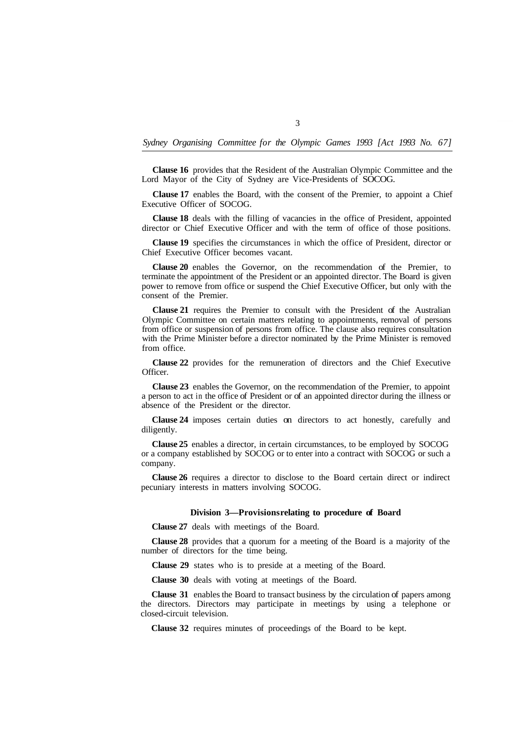**Clause 16** provides that the Resident of the Australian Olympic Committee and the Lord Mayor of the City of Sydney are Vice-Presidents of SOCOG.

**Clause 17** enables the Board, with the consent of the Premier, to appoint a Chief Executive Officer of SOCOG.

**Clause 18** deals with the filling of vacancies in the office of President, appointed director or Chief Executive Officer and with the term of office of those positions.

**Clause 19** specifies the circumstances in which the office of President, director or Chief Executive Officer becomes vacant.

**Clause 20** enables the Governor, on the recommendation of the Premier, to terminate the appointment of the President or an appointed director. The Board is given power to remove from office or suspend the Chief Executive Officer, but only with the consent of the Premier.

**Clause 21** requires the Premier to consult with the President of the Australian Olympic Committee on certain matters relating to appointments, removal of persons from office or suspension of persons from office. The clause also requires consultation with the Prime Minister before a director nominated by the Prime Minister is removed from office.

**Clause 22** provides for the remuneration of directors and the Chief Executive Officer.

**Clause 23** enables the Governor, on the recommendation of the Premier, to appoint a person to act in the office of President or of an appointed director during the illness or absence of the President or the director.

**Clause 24** imposes certain duties on directors to act honestly, carefully and diligently.

**Clause 25** enables a director, in certain circumstances, to be employed by SOCOG or a company established by SOCOG or to enter into a contract with SOCOG or such a company.

**Clause 26** requires a director to disclose to the Board certain direct or indirect pecuniary interests in matters involving SOCOG.

#### Division 3—Provisions relating to procedure of Board

**Clause 27** deals with meetings of the Board.

**Clause 28** provides that a quorum for a meeting of the Board is a majority of the number of directors for the time being.

**Clause 29** states who is to preside at a meeting of the Board.

**Clause 30** deals with voting at meetings of the Board.

**Clause 31** enables the Board to transact business by the circulation of papers among the directors. Directors may participate in meetings by using a telephone or closed-circuit television.

**Clause 32** requires minutes of proceedings of the Board to be kept.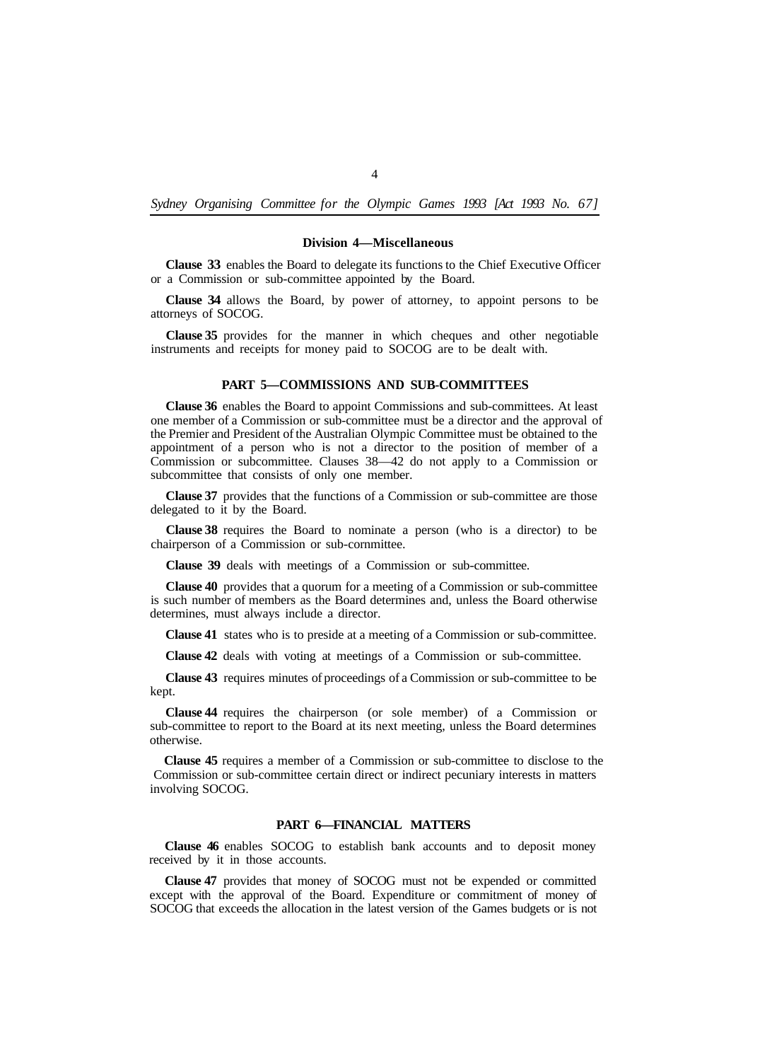### Division 4—Miscellaneous

**Clause 33** enables the Board to delegate its functions to the Chief Executive Officer or a Commission or sub-committee appointed by the Board.

**Clause 34** allows the Board, by power of attorney, to appoint persons to be attorneys of SOCOG.

**Clause 35** provides for the manner in which cheques and other negotiable instruments and receipts for money paid to SOCOG are to be dealt with.

## PART 5—COMMISSIONS AND SUB-COMMITTEES

**Clause 36** enables the Board to appoint Commissions and sub-committees. At least one member of a Commission or sub-committee must be a director and the approval of the Premier and President of the Australian Olympic Committee must be obtained to the appointment of a person who is not a director to the position of member of a Commission or subcommittee. Clauses 38—42 do not apply to a Commission or subcommittee that consists of only one member.

**Clause 37** provides that the functions of a Commission or sub-committee are those delegated to it by the Board.

**Clause 38** requires the Board to nominate a person (who is a director) to be chairperson of a Commission or sub-cornmittee.

**Clause 39** deals with meetings of a Commission or sub-committee.

**Clause 40** provides that a quorum for a meeting of a Commission or sub-committee is such number of members as the Board determines and, unless the Board otherwise determines, must always include a director.

**Clause 41** states who is to preside at a meeting of a Commission or sub-committee.

**Clause 42** deals with voting at meetings of a Commission or sub-committee.

**Clause 43** requires minutes of proceedings of a Commission or sub-committee to be kept.

**Clause 44** requires the chairperson (or sole member) of a Commission or sub-committee to report to the Board at its next meeting, unless the Board determines otherwise.

**Clause 45** requires a member of a Commission or sub-committee to disclose to the Commission or sub-committee certain direct or indirect pecuniary interests in matters involving SOCOG.

## PART 6—FINANCIAL MATTERS

**Clause 46** enables SOCOG to establish bank accounts and to deposit money received by it in those accounts.

**Clause 47** provides that money of SOCOG must not be expended or committed except with the approval of the Board. Expenditure or commitment of money of SOCOG that exceeds the allocation in the latest version of the Games budgets or is not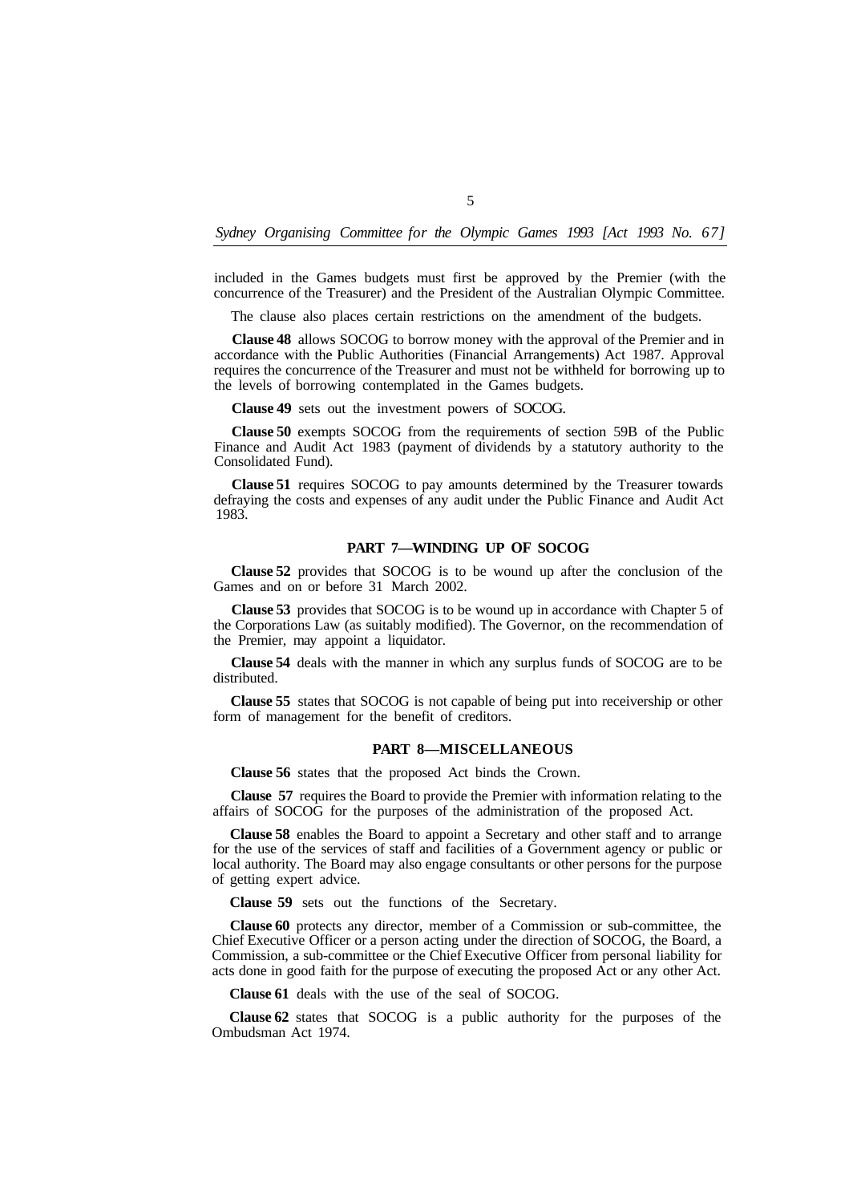included in the Games budgets must first be approved by the Premier (with the concurrence of the Treasurer) and the President of the Australian Olympic Committee.

The clause also places certain restrictions on the amendment of the budgets.

**Clause 48** allows SOCOG to borrow money with the approval of the Premier and in accordance with the Public Authorities (Financial Arrangements) Act 1987. Approval requires the concurrence of the Treasurer and must not be withheld for borrowing up to the levels of borrowing contemplated in the Games budgets.

**Clause 49** sets out the investment powers of SOCOG.

**Clause 50** exempts SOCOG from the requirements of section 59B of the Public Finance and Audit Act 1983 (payment of dividends by a statutory authority to the Consolidated Fund).

**Clause 51** requires SOCOG to pay amounts determined by the Treasurer towards defraying the costs and expenses of any audit under the Public Finance and Audit Act 1983.

## PART 7—WINDING UP OF SOCOG

**Clause 52** provides that SOCOG is to be wound up after the conclusion of the Games and on or before 31 March 2002.

**Clause 53** provides that SOCOG is to be wound up in accordance with Chapter 5 of the Corporations Law (as suitably modified). The Governor, on the recommendation of the Premier, may appoint a liquidator.

**Clause 54** deals with the manner in which any surplus funds of SOCOG are to be distributed.

**Clause 55** states that SOCOG is not capable of being put into receivership or other form of management for the benefit of creditors.

## PART 8—MISCELLANEOUS

**Clause 56** states that the proposed Act binds the Crown.

**Clause 57** requires the Board to provide the Premier with information relating to the affairs of SOCOG for the purposes of the administration of the proposed Act.

**Clause 58** enables the Board to appoint a Secretary and other staff and to arrange for the use of the services of staff and facilities of a Government agency or public or local authority. The Board may also engage consultants or other persons for the purpose of getting expert advice.

**Clause 59** sets out the functions of the Secretary.

**Clause 60** protects any director, member of a Commission or sub-committee, the Chief Executive Officer or a person acting under the direction of SOCOG, the Board, a Commission, a sub-committee or the Chief Executive Officer from personal liability for acts done in good faith for the purpose of executing the proposed Act or any other Act.

**Clause 61** deals with the use of the seal of SOCOG.

**Clause 62** states that SOCOG is a public authority for the purposes of the Ombudsman Act 1974.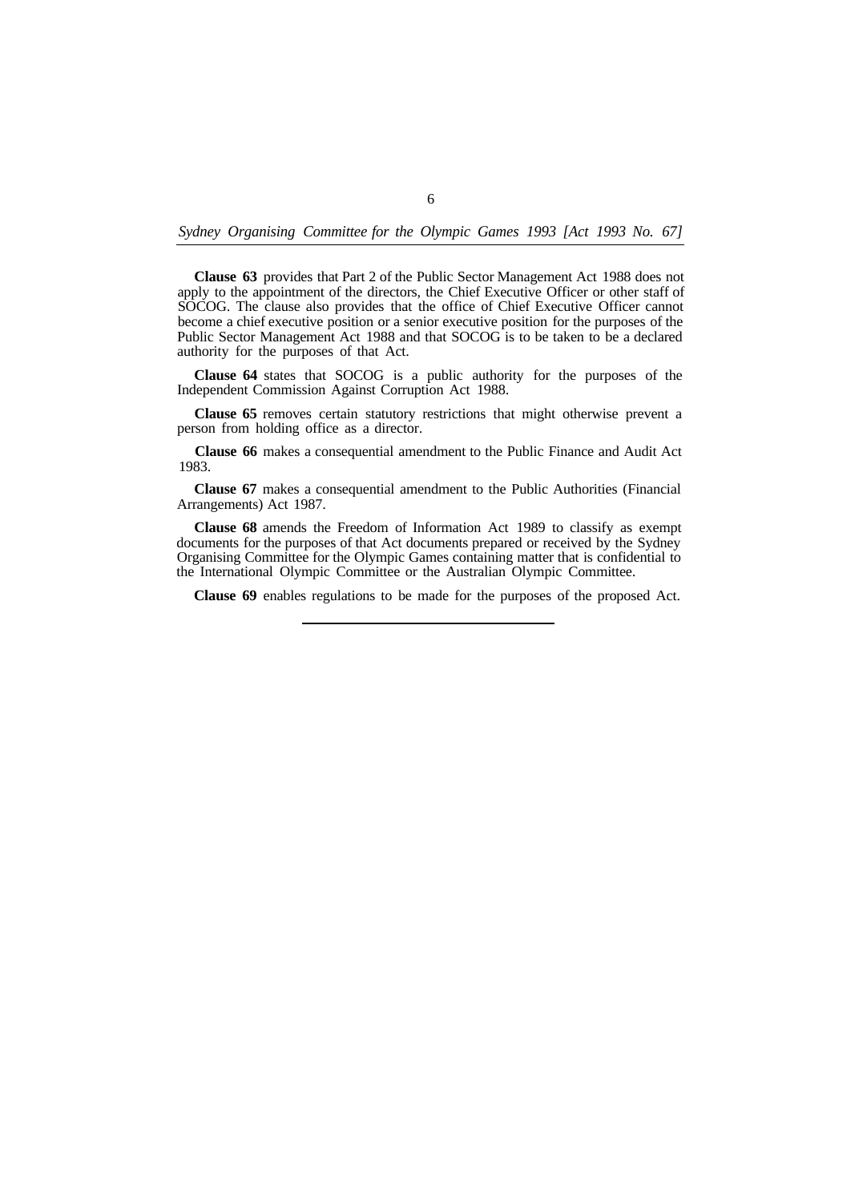**Clause 63** provides that Part 2 of the Public Sector Management Act 1988 does not apply to the appointment of the directors, the Chief Executive Officer or other staff of SOCOG. The clause also provides that the office of Chief Executive Officer cannot become a chief executive position or a senior executive position for the purposes of the Public Sector Management Act 1988 and that SOCOG is to be taken to be a declared authority for the purposes of that Act.

**Clause 64** states that SOCOG is a public authority for the purposes of the Independent Commission Against Corruption Act 1988.

**Clause 65** removes certain statutory restrictions that might otherwise prevent a person from holding office as a director.

**Clause 66** makes a consequential amendment to the Public Finance and Audit Act 1983.

**Clause 67** makes a consequential amendment to the Public Authorities (Financial Arrangements) Act 1987.

**Clause 68** amends the Freedom of Information Act 1989 to classify as exempt documents for the purposes of that Act documents prepared or received by the Sydney Organising Committee for the Olympic Games containing matter that is confidential to the International Olympic Committee or the Australian Olympic Committee.

**Clause 69** enables regulations to be made for the purposes of the proposed Act.